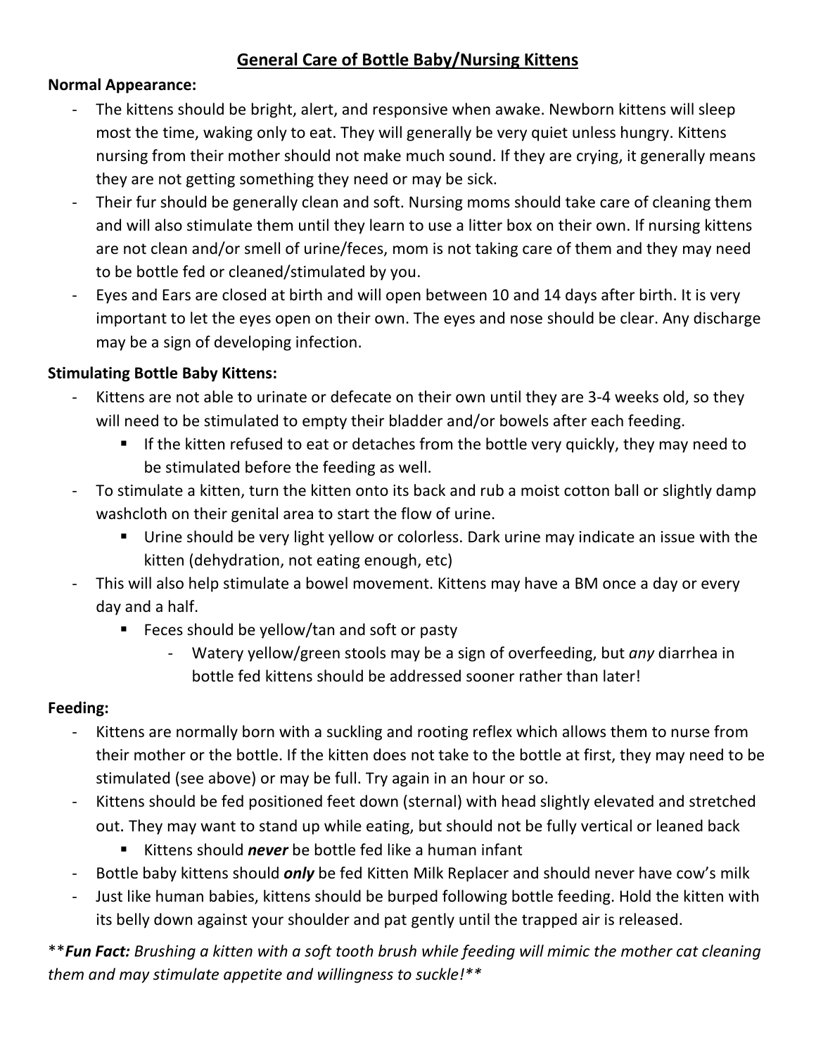# General Care of Bottle Baby/Nursing Kittens

**Normal Appearance:**

- The kittens should be bright, alert, and responsive when awake. Newborn kittens will sleep most the time, waking only to eat. They will generally be very quiet unless hungry. Kittens nursing from their mother should not make much sound. If they are crying, it generally means they are not getting something they need or may be sick.
- Their fur should be generally clean and soft. Nursing moms should take care of cleaning them and will also stimulate them until they learn to use a litter box on their own. If nursing kittens are not clean and/or smell of urine/feces, mom is not taking care of them and they may need to be bottle fed or cleaned/stimulated by you.
- Eyes and Ears are closed at birth and will open between 10 and 14 days after birth. It is very important to let the eyes open on their own. The eyes and nose should be clear. Any discharge may be a sign of developing infection.

**Stimulating Bottle Baby Kittens:**

- Kittens are not able to urinate or defecate on their own until they are 3-4 weeks old, so they will need to be stimulated to empty their bladder and/or bowels after each feeding.
  - If the kitten refused to eat or detaches from the bottle very quickly, they may need to be stimulated before the feeding as well.
- To stimulate a kitten, turn the kitten onto its back and rub a moist cotton ball or slightly damp washcloth on their genital area to start the flow of urine.
  - Urine should be very light yellow or colorless. Dark urine may indicate an issue with the kitten (dehydration, not eating enough, etc)
- This will also help stimulate a bowel movement. Kittens may have a BM once a day or every day and a half.
  - Feces should be yellow/tan and soft or pasty
    - Watery yellow/green stools may be a sign of overfeeding, but *any* diarrhea in bottle fed kittens should be addressed sooner rather than later!

**Feeding:**

- Kittens are normally born with a suckling and rooting reflex which allows them to nurse from their mother or the bottle. If the kitten does not take to the bottle at first, they may need to be stimulated (see above) or may be full. Try again in an hour or so.
- Kittens should be fed positioned feet down (sternal) with head slightly elevated and stretched out. They may want to stand up while eating, but should not be fully vertical or leaned back
  - Kittens should ***never*** be bottle fed like a human infant
- Bottle baby kittens should ***only*** be fed Kitten Milk Replacer and should never have cow's milk
- Just like human babies, kittens should be burped following bottle feeding. Hold the kitten with its belly down against your shoulder and pat gently until the trapped air is released.

\*\****Fun Fact:*** *Brushing a kitten with a soft tooth brush while feeding will mimic the mother cat cleaning them and may stimulate appetite and willingness to suckle!*\*\*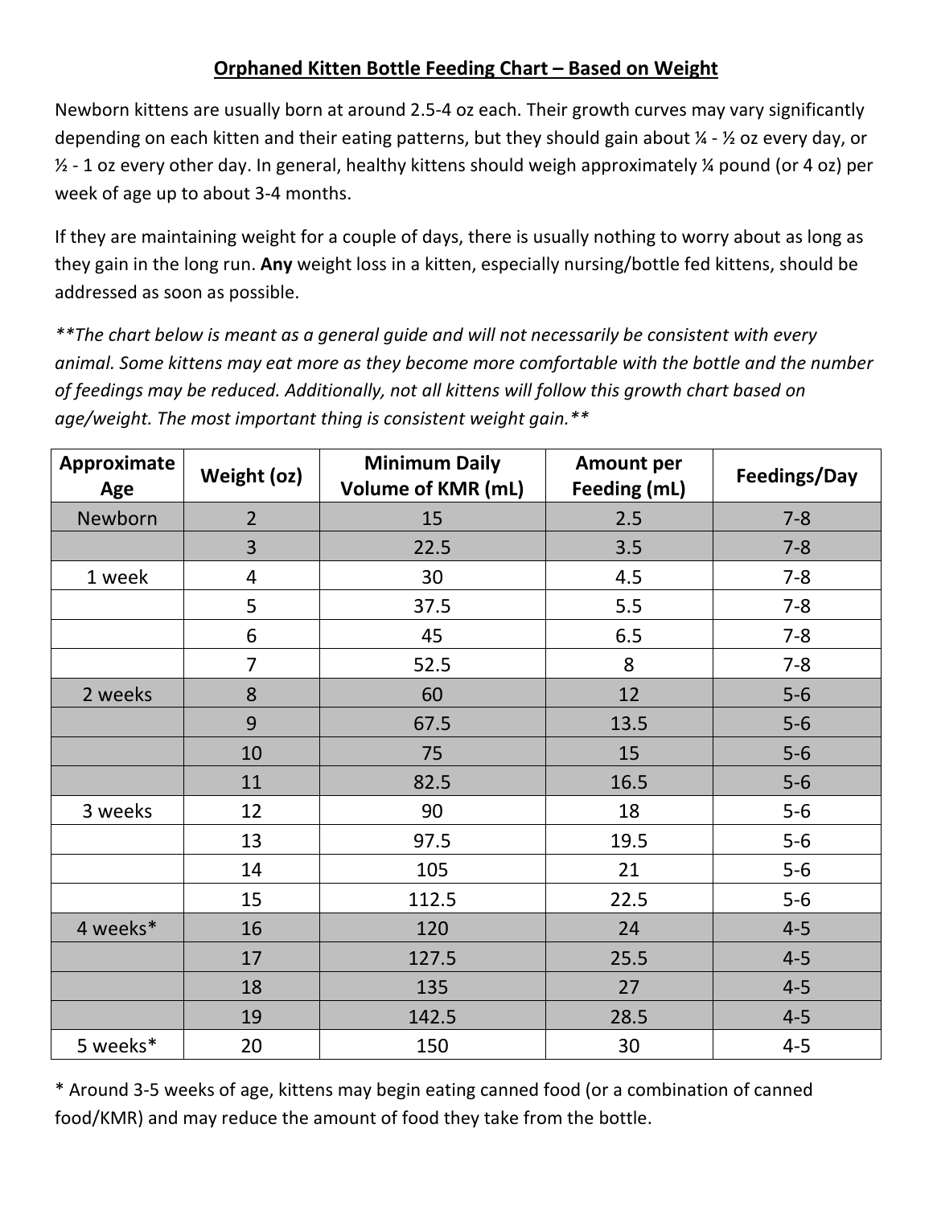# Orphaned Kitten Bottle Feeding Chart – Based on Weight

Newborn kittens are usually born at around 2.5-4 oz each. Their growth curves may vary significantly depending on each kitten and their eating patterns, but they should gain about ¼ - ½ oz every day, or ½ - 1 oz every other day. In general, healthy kittens should weigh approximately ¼ pound (or 4 oz) per week of age up to about 3-4 months.

If they are maintaining weight for a couple of days, there is usually nothing to worry about as long as they gain in the long run. **Any** weight loss in a kitten, especially nursing/bottle fed kittens, should be addressed as soon as possible.

*\*\*The chart below is meant as a general guide and will not necessarily be consistent with every animal. Some kittens may eat more as they become more comfortable with the bottle and the number of feedings may be reduced. Additionally, not all kittens will follow this growth chart based on age/weight. The most important thing is consistent weight gain.\*\**

| Approximate Age | Weight (oz) | Minimum Daily Volume of KMR (mL) | Amount per Feeding (mL) | Feedings/Day |
|---|---|---|---|---|
| Newborn | 2 | 15 | 2.5 | 7-8 |
| | 3 | 22.5 | 3.5 | 7-8 |
| 1 week | 4 | 30 | 4.5 | 7-8 |
| | 5 | 37.5 | 5.5 | 7-8 |
| | 6 | 45 | 6.5 | 7-8 |
| | 7 | 52.5 | 8 | 7-8 |
| 2 weeks | 8 | 60 | 12 | 5-6 |
| | 9 | 67.5 | 13.5 | 5-6 |
| | 10 | 75 | 15 | 5-6 |
| | 11 | 82.5 | 16.5 | 5-6 |
| 3 weeks | 12 | 90 | 18 | 5-6 |
| | 13 | 97.5 | 19.5 | 5-6 |
| | 14 | 105 | 21 | 5-6 |
| | 15 | 112.5 | 22.5 | 5-6 |
| 4 weeks* | 16 | 120 | 24 | 4-5 |
| | 17 | 127.5 | 25.5 | 4-5 |
| | 18 | 135 | 27 | 4-5 |
| | 19 | 142.5 | 28.5 | 4-5 |
| 5 weeks* | 20 | 150 | 30 | 4-5 |

\* Around 3-5 weeks of age, kittens may begin eating canned food (or a combination of canned food/KMR) and may reduce the amount of food they take from the bottle.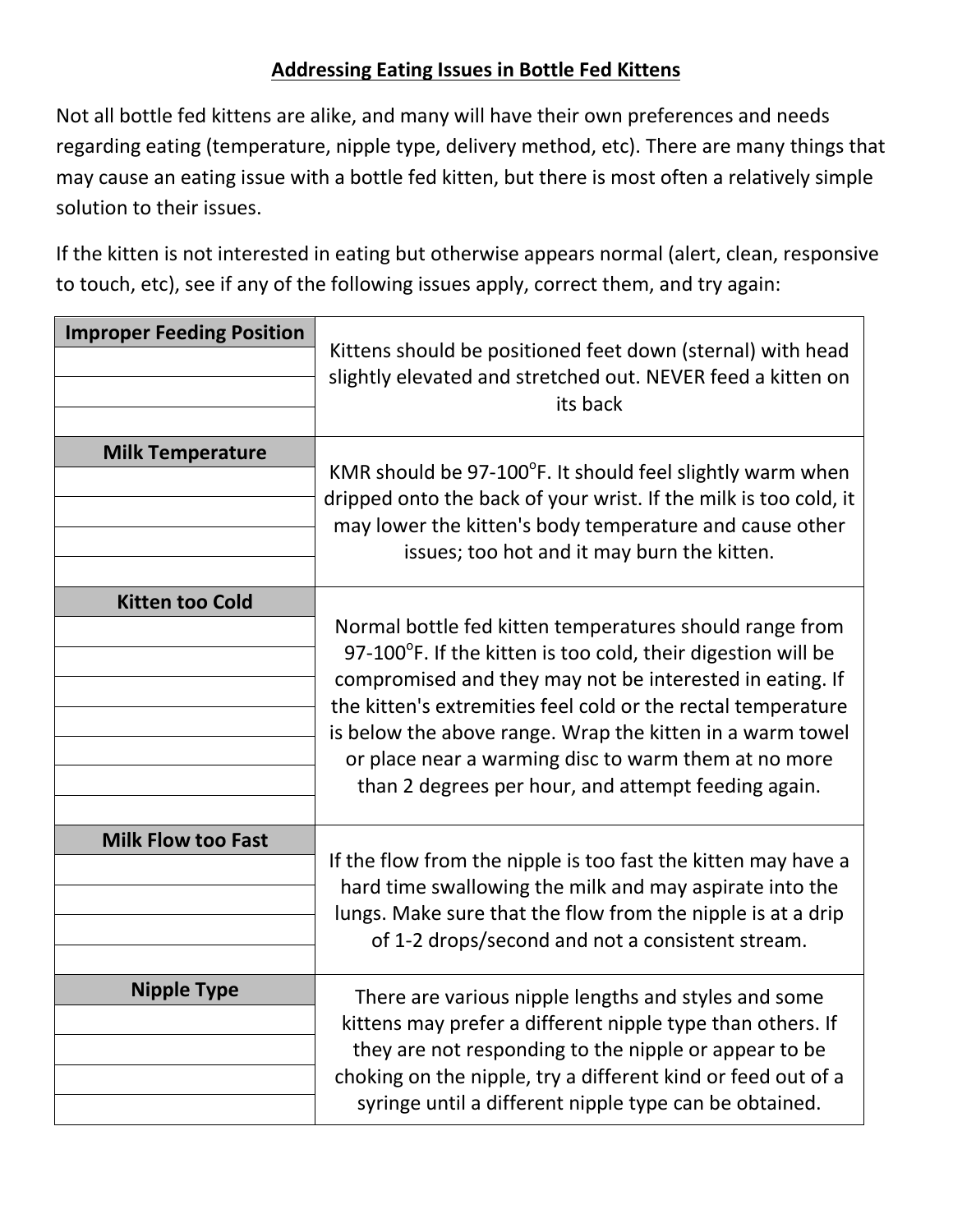## Addressing Eating Issues in Bottle Fed Kittens

Not all bottle fed kittens are alike, and many will have their own preferences and needs regarding eating (temperature, nipple type, delivery method, etc). There are many things that may cause an eating issue with a bottle fed kitten, but there is most often a relatively simple solution to their issues.

If the kitten is not interested in eating but otherwise appears normal (alert, clean, responsive to touch, etc), see if any of the following issues apply, correct them, and try again:

| Issue | Solution |
|---|---|
| **Improper Feeding Position** | Kittens should be positioned feet down (sternal) with head slightly elevated and stretched out. NEVER feed a kitten on its back |
| **Milk Temperature** | KMR should be 97-100°F. It should feel slightly warm when dripped onto the back of your wrist. If the milk is too cold, it may lower the kitten's body temperature and cause other issues; too hot and it may burn the kitten. |
| **Kitten too Cold** | Normal bottle fed kitten temperatures should range from 97-100°F. If the kitten is too cold, their digestion will be compromised and they may not be interested in eating. If the kitten's extremities feel cold or the rectal temperature is below the above range. Wrap the kitten in a warm towel or place near a warming disc to warm them at no more than 2 degrees per hour, and attempt feeding again. |
| **Milk Flow too Fast** | If the flow from the nipple is too fast the kitten may have a hard time swallowing the milk and may aspirate into the lungs. Make sure that the flow from the nipple is at a drip of 1-2 drops/second and not a consistent stream. |
| **Nipple Type** | There are various nipple lengths and styles and some kittens may prefer a different nipple type than others. If they are not responding to the nipple or appear to be choking on the nipple, try a different kind or feed out of a syringe until a different nipple type can be obtained. |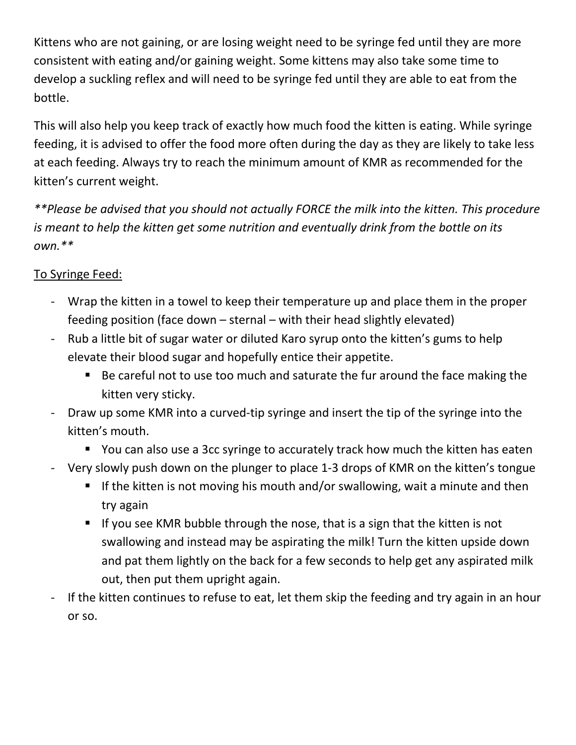Kittens who are not gaining, or are losing weight need to be syringe fed until they are more consistent with eating and/or gaining weight. Some kittens may also take some time to develop a suckling reflex and will need to be syringe fed until they are able to eat from the bottle.

This will also help you keep track of exactly how much food the kitten is eating. While syringe feeding, it is advised to offer the food more often during the day as they are likely to take less at each feeding. Always try to reach the minimum amount of KMR as recommended for the kitten's current weight.

*\*\*Please be advised that you should not actually FORCE the milk into the kitten. This procedure is meant to help the kitten get some nutrition and eventually drink from the bottle on its own.\*\**

<u>To Syringe Feed:</u>

- Wrap the kitten in a towel to keep their temperature up and place them in the proper feeding position (face down – sternal – with their head slightly elevated)
- Rub a little bit of sugar water or diluted Karo syrup onto the kitten's gums to help elevate their blood sugar and hopefully entice their appetite.
  - Be careful not to use too much and saturate the fur around the face making the kitten very sticky.
- Draw up some KMR into a curved-tip syringe and insert the tip of the syringe into the kitten's mouth.
  - You can also use a 3cc syringe to accurately track how much the kitten has eaten
- Very slowly push down on the plunger to place 1-3 drops of KMR on the kitten's tongue
  - If the kitten is not moving his mouth and/or swallowing, wait a minute and then try again
  - If you see KMR bubble through the nose, that is a sign that the kitten is not swallowing and instead may be aspirating the milk! Turn the kitten upside down and pat them lightly on the back for a few seconds to help get any aspirated milk out, then put them upright again.
- If the kitten continues to refuse to eat, let them skip the feeding and try again in an hour or so.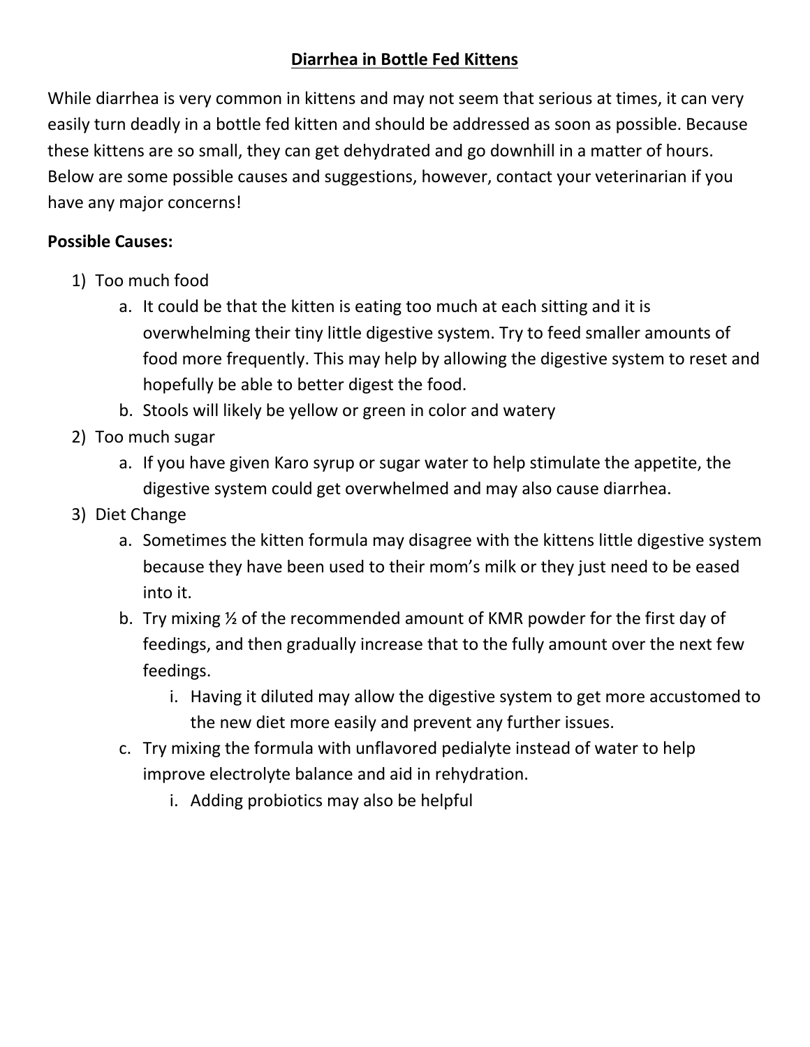## Diarrhea in Bottle Fed Kittens

While diarrhea is very common in kittens and may not seem that serious at times, it can very easily turn deadly in a bottle fed kitten and should be addressed as soon as possible. Because these kittens are so small, they can get dehydrated and go downhill in a matter of hours. Below are some possible causes and suggestions, however, contact your veterinarian if you have any major concerns!

**Possible Causes:**

1) Too much food
    a. It could be that the kitten is eating too much at each sitting and it is overwhelming their tiny little digestive system. Try to feed smaller amounts of food more frequently. This may help by allowing the digestive system to reset and hopefully be able to better digest the food.
    b. Stools will likely be yellow or green in color and watery
2) Too much sugar
    a. If you have given Karo syrup or sugar water to help stimulate the appetite, the digestive system could get overwhelmed and may also cause diarrhea.
3) Diet Change
    a. Sometimes the kitten formula may disagree with the kittens little digestive system because they have been used to their mom's milk or they just need to be eased into it.
    b. Try mixing ½ of the recommended amount of KMR powder for the first day of feedings, and then gradually increase that to the fully amount over the next few feedings.
        i. Having it diluted may allow the digestive system to get more accustomed to the new diet more easily and prevent any further issues.
    c. Try mixing the formula with unflavored pedialyte instead of water to help improve electrolyte balance and aid in rehydration.
        i. Adding probiotics may also be helpful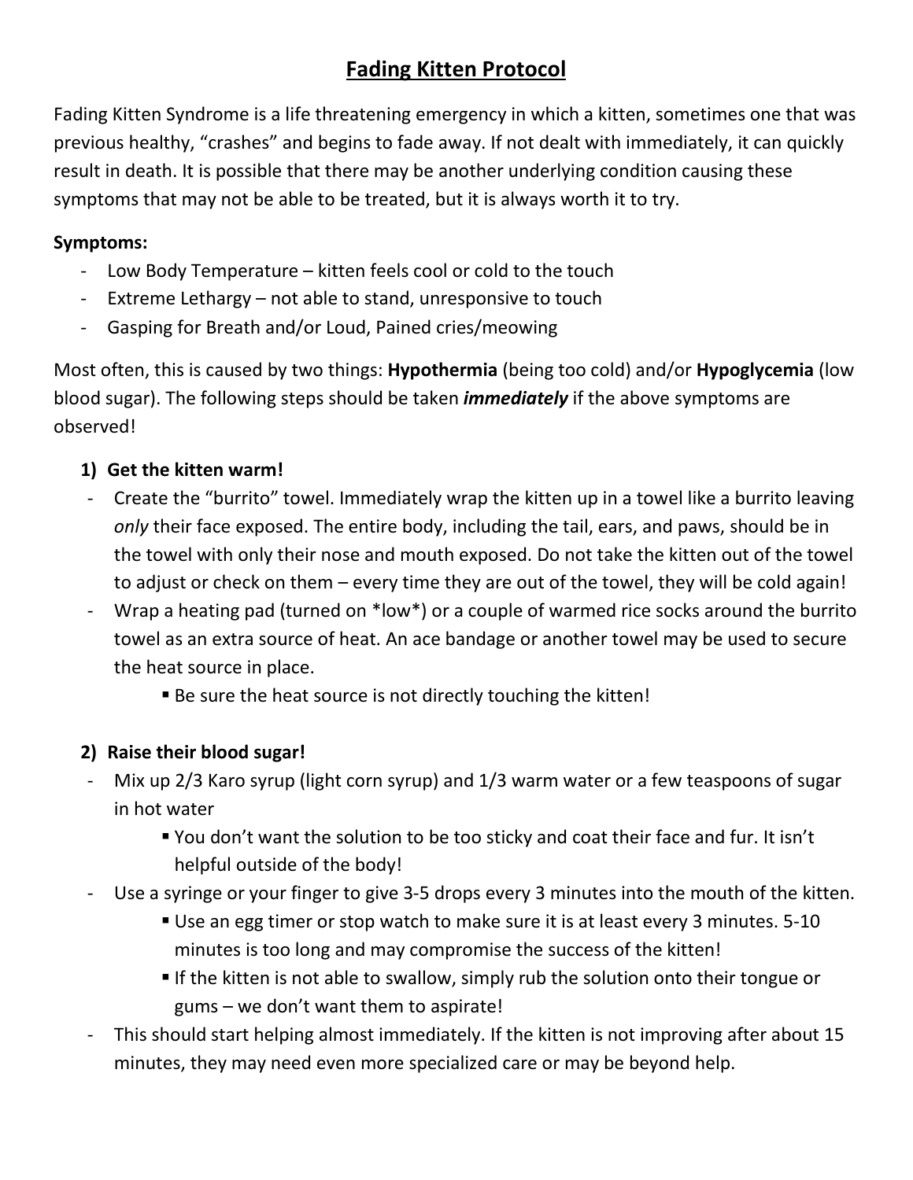# Fading Kitten Protocol

Fading Kitten Syndrome is a life threatening emergency in which a kitten, sometimes one that was previous healthy, "crashes" and begins to fade away. If not dealt with immediately, it can quickly result in death. It is possible that there may be another underlying condition causing these symptoms that may not be able to be treated, but it is always worth it to try.

**Symptoms:**

- Low Body Temperature – kitten feels cool or cold to the touch
- Extreme Lethargy – not able to stand, unresponsive to touch
- Gasping for Breath and/or Loud, Pained cries/meowing

Most often, this is caused by two things: **Hypothermia** (being too cold) and/or **Hypoglycemia** (low blood sugar). The following steps should be taken ***immediately*** if the above symptoms are observed!

**1) Get the kitten warm!**

- Create the "burrito" towel. Immediately wrap the kitten up in a towel like a burrito leaving *only* their face exposed. The entire body, including the tail, ears, and paws, should be in the towel with only their nose and mouth exposed. Do not take the kitten out of the towel to adjust or check on them – every time they are out of the towel, they will be cold again!
- Wrap a heating pad (turned on *low*) or a couple of warmed rice socks around the burrito towel as an extra source of heat. An ace bandage or another towel may be used to secure the heat source in place.
    - Be sure the heat source is not directly touching the kitten!

**2) Raise their blood sugar!**

- Mix up 2/3 Karo syrup (light corn syrup) and 1/3 warm water or a few teaspoons of sugar in hot water
    - You don't want the solution to be too sticky and coat their face and fur. It isn't helpful outside of the body!
- Use a syringe or your finger to give 3-5 drops every 3 minutes into the mouth of the kitten.
    - Use an egg timer or stop watch to make sure it is at least every 3 minutes. 5-10 minutes is too long and may compromise the success of the kitten!
    - If the kitten is not able to swallow, simply rub the solution onto their tongue or gums – we don't want them to aspirate!
- This should start helping almost immediately. If the kitten is not improving after about 15 minutes, they may need even more specialized care or may be beyond help.